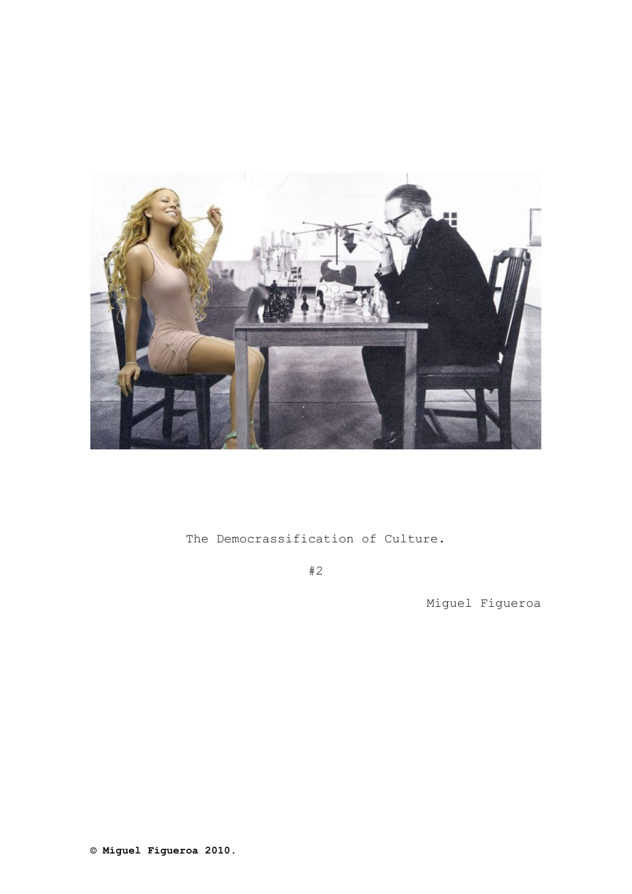The Democrassification of Culture.

#2

Miguel Figueroa

**© Miguel Figueroa 2010.**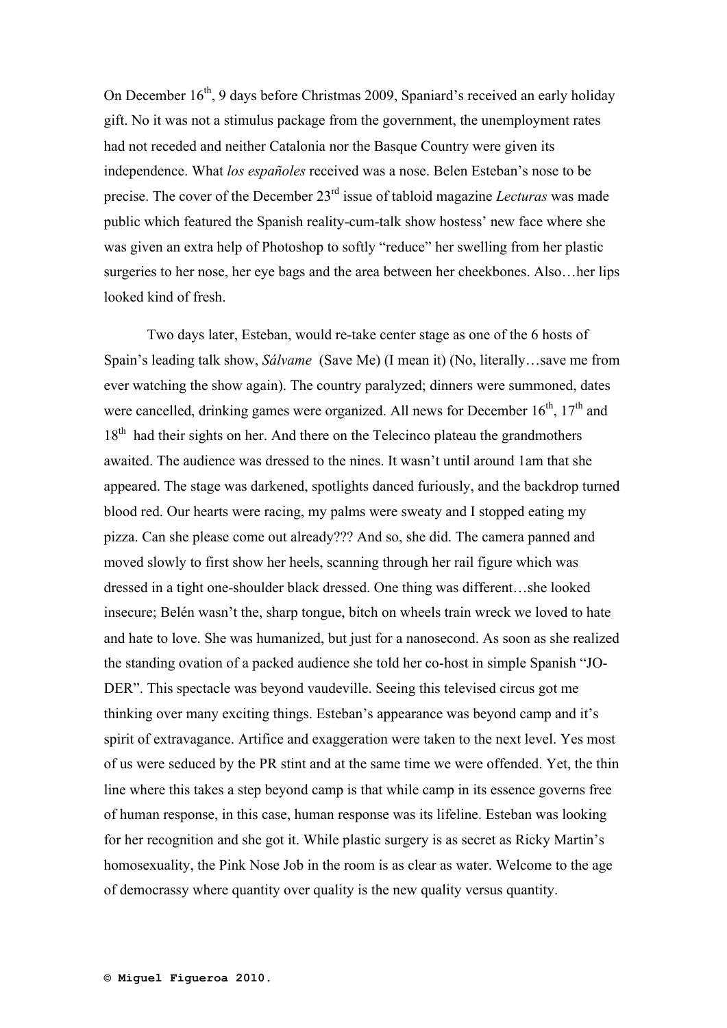On December 16th, 9 days before Christmas 2009, Spaniard's received an early holiday gift. No it was not a stimulus package from the government, the unemployment rates had not receded and neither Catalonia nor the Basque Country were given its independence. What *los españoles* received was a nose. Belen Esteban's nose to be precise. The cover of the December 23rd issue of tabloid magazine *Lecturas* was made public which featured the Spanish reality-cum-talk show hostess' new face where she was given an extra help of Photoshop to softly "reduce" her swelling from her plastic surgeries to her nose, her eye bags and the area between her cheekbones. Also…her lips looked kind of fresh.

Two days later, Esteban, would re-take center stage as one of the 6 hosts of Spain's leading talk show, *Sálvame* (Save Me) (I mean it) (No, literally…save me from ever watching the show again). The country paralyzed; dinners were summoned, dates were cancelled, drinking games were organized. All news for December 16th, 17th and 18th had their sights on her. And there on the Telecinco plateau the grandmothers awaited. The audience was dressed to the nines. It wasn't until around 1am that she appeared. The stage was darkened, spotlights danced furiously, and the backdrop turned blood red. Our hearts were racing, my palms were sweaty and I stopped eating my pizza. Can she please come out already??? And so, she did. The camera panned and moved slowly to first show her heels, scanning through her rail figure which was dressed in a tight one-shoulder black dressed. One thing was different…she looked insecure; Belén wasn't the, sharp tongue, bitch on wheels train wreck we loved to hate and hate to love. She was humanized, but just for a nanosecond. As soon as she realized the standing ovation of a packed audience she told her co-host in simple Spanish "JO-DER". This spectacle was beyond vaudeville. Seeing this televised circus got me thinking over many exciting things. Esteban's appearance was beyond camp and it's spirit of extravagance. Artifice and exaggeration were taken to the next level. Yes most of us were seduced by the PR stint and at the same time we were offended. Yet, the thin line where this takes a step beyond camp is that while camp in its essence governs free of human response, in this case, human response was its lifeline. Esteban was looking for her recognition and she got it. While plastic surgery is as secret as Ricky Martin's homosexuality, the Pink Nose Job in the room is as clear as water. Welcome to the age of democrassy where quantity over quality is the new quality versus quantity.

**© Miguel Figueroa 2010.**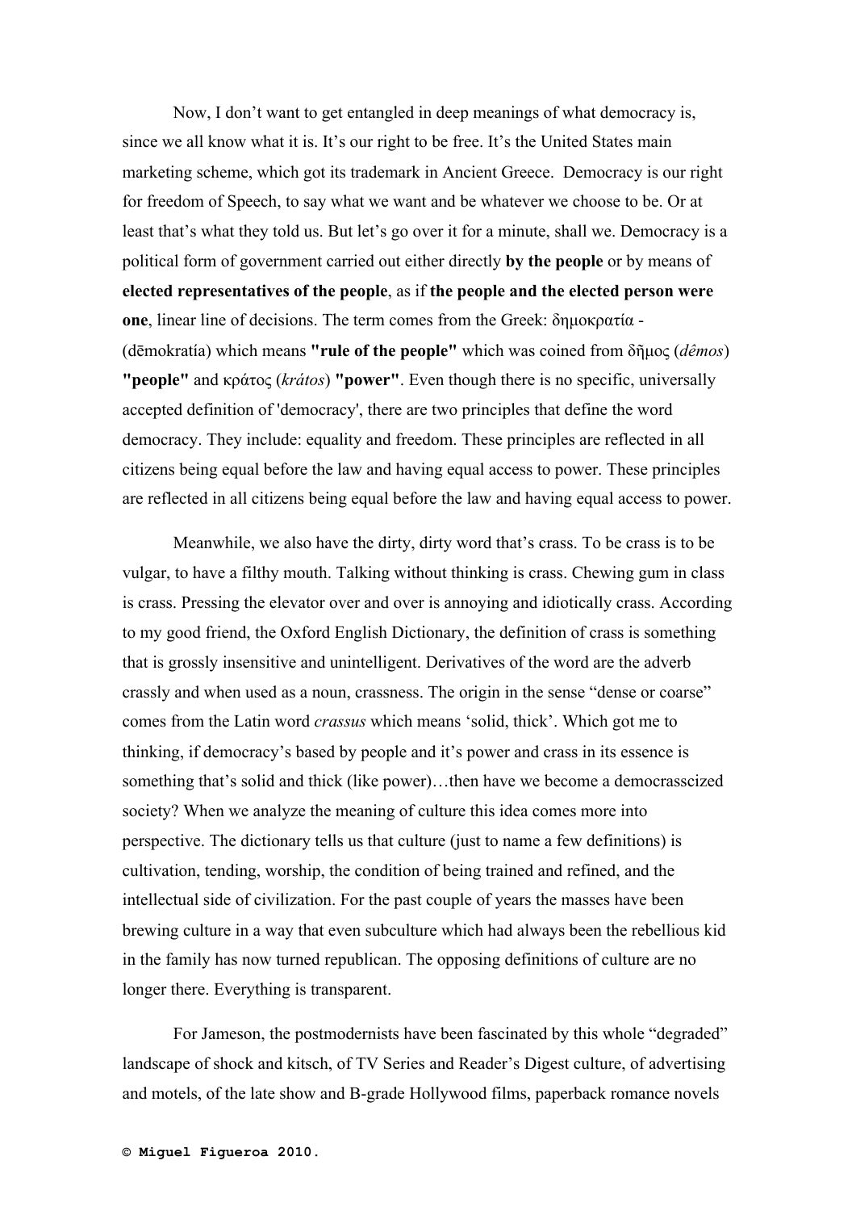Now, I don't want to get entangled in deep meanings of what democracy is, since we all know what it is. It's our right to be free. It's the United States main marketing scheme, which got its trademark in Ancient Greece. Democracy is our right for freedom of Speech, to say what we want and be whatever we choose to be. Or at least that's what they told us. But let's go over it for a minute, shall we. Democracy is a political form of government carried out either directly **by the people** or by means of **elected representatives of the people**, as if **the people and the elected person were one**, linear line of decisions. The term comes from the Greek: δημοκρατία - (dēmokratía) which means **"rule of the people"** which was coined from δῆμος (*dêmos*) **"people"** and κράτος (*krátos*) **"power"**. Even though there is no specific, universally accepted definition of 'democracy', there are two principles that define the word democracy. They include: equality and freedom. These principles are reflected in all citizens being equal before the law and having equal access to power. These principles are reflected in all citizens being equal before the law and having equal access to power.

Meanwhile, we also have the dirty, dirty word that's crass. To be crass is to be vulgar, to have a filthy mouth. Talking without thinking is crass. Chewing gum in class is crass. Pressing the elevator over and over is annoying and idiotically crass. According to my good friend, the Oxford English Dictionary, the definition of crass is something that is grossly insensitive and unintelligent. Derivatives of the word are the adverb crassly and when used as a noun, crassness. The origin in the sense "dense or coarse" comes from the Latin word *crassus* which means 'solid, thick'. Which got me to thinking, if democracy's based by people and it's power and crass in its essence is something that's solid and thick (like power)…then have we become a democrasscized society? When we analyze the meaning of culture this idea comes more into perspective. The dictionary tells us that culture (just to name a few definitions) is cultivation, tending, worship, the condition of being trained and refined, and the intellectual side of civilization. For the past couple of years the masses have been brewing culture in a way that even subculture which had always been the rebellious kid in the family has now turned republican. The opposing definitions of culture are no longer there. Everything is transparent.

For Jameson, the postmodernists have been fascinated by this whole "degraded" landscape of shock and kitsch, of TV Series and Reader's Digest culture, of advertising and motels, of the late show and B-grade Hollywood films, paperback romance novels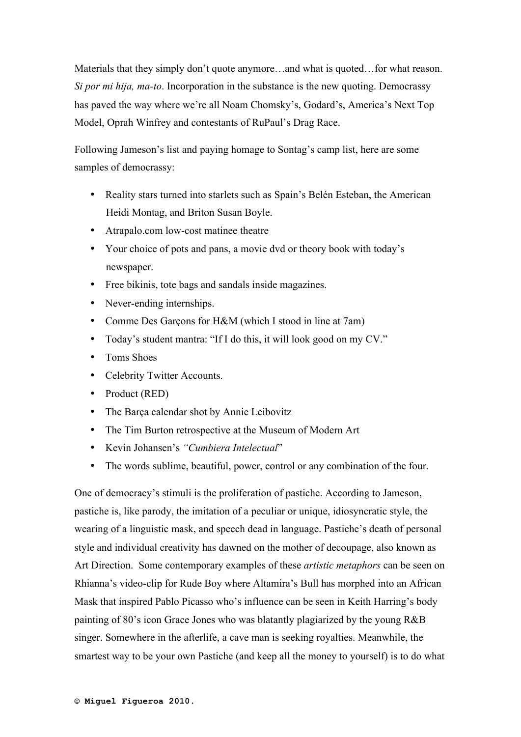Materials that they simply don't quote anymore…and what is quoted…for what reason. *Si por mi hija, ma-to*. Incorporation in the substance is the new quoting. Democrassy has paved the way where we're all Noam Chomsky's, Godard's, America's Next Top Model, Oprah Winfrey and contestants of RuPaul's Drag Race.

Following Jameson's list and paying homage to Sontag's camp list, here are some samples of democrassy:

- Reality stars turned into starlets such as Spain's Belén Esteban, the American Heidi Montag, and Briton Susan Boyle.
- Atrapalo.com low-cost matinee theatre
- Your choice of pots and pans, a movie dvd or theory book with today's newspaper.
- Free bikinis, tote bags and sandals inside magazines.
- Never-ending internships.
- Comme Des Garçons for H&M (which I stood in line at 7am)
- Today's student mantra: "If I do this, it will look good on my CV."
- Toms Shoes
- Celebrity Twitter Accounts.
- Product (RED)
- The Barça calendar shot by Annie Leibovitz
- The Tim Burton retrospective at the Museum of Modern Art
- Kevin Johansen's *"Cumbiera Intelectual*"
- The words sublime, beautiful, power, control or any combination of the four.

One of democracy's stimuli is the proliferation of pastiche. According to Jameson, pastiche is, like parody, the imitation of a peculiar or unique, idiosyncratic style, the wearing of a linguistic mask, and speech dead in language. Pastiche's death of personal style and individual creativity has dawned on the mother of decoupage, also known as Art Direction. Some contemporary examples of these *artistic metaphors* can be seen on Rhianna's video-clip for Rude Boy where Altamira's Bull has morphed into an African Mask that inspired Pablo Picasso who's influence can be seen in Keith Harring's body painting of 80's icon Grace Jones who was blatantly plagiarized by the young R&B singer. Somewhere in the afterlife, a cave man is seeking royalties. Meanwhile, the smartest way to be your own Pastiche (and keep all the money to yourself) is to do what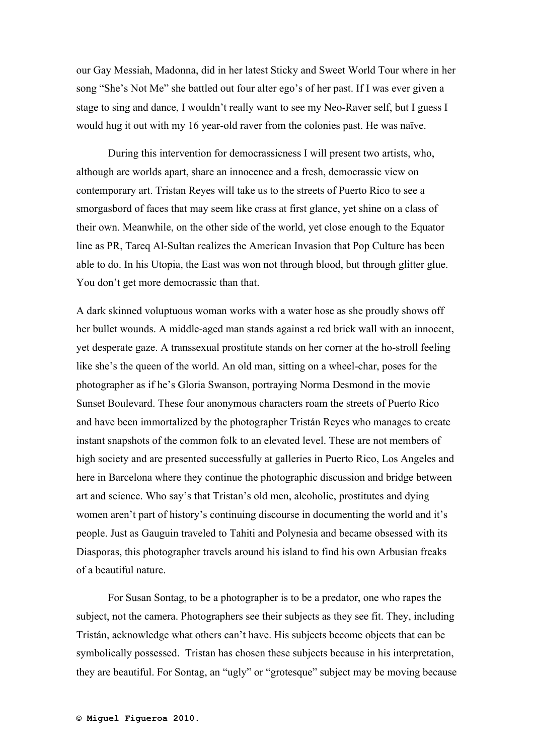our Gay Messiah, Madonna, did in her latest Sticky and Sweet World Tour where in her song "She's Not Me" she battled out four alter ego's of her past. If I was ever given a stage to sing and dance, I wouldn't really want to see my Neo-Raver self, but I guess I would hug it out with my 16 year-old raver from the colonies past. He was naïve.

During this intervention for democrassicness I will present two artists, who, although are worlds apart, share an innocence and a fresh, democrassic view on contemporary art. Tristan Reyes will take us to the streets of Puerto Rico to see a smorgasbord of faces that may seem like crass at first glance, yet shine on a class of their own. Meanwhile, on the other side of the world, yet close enough to the Equator line as PR, Tareq Al-Sultan realizes the American Invasion that Pop Culture has been able to do. In his Utopia, the East was won not through blood, but through glitter glue. You don't get more democrassic than that.

A dark skinned voluptuous woman works with a water hose as she proudly shows off her bullet wounds. A middle-aged man stands against a red brick wall with an innocent, yet desperate gaze. A transsexual prostitute stands on her corner at the ho-stroll feeling like she's the queen of the world. An old man, sitting on a wheel-char, poses for the photographer as if he's Gloria Swanson, portraying Norma Desmond in the movie Sunset Boulevard. These four anonymous characters roam the streets of Puerto Rico and have been immortalized by the photographer Tristán Reyes who manages to create instant snapshots of the common folk to an elevated level. These are not members of high society and are presented successfully at galleries in Puerto Rico, Los Angeles and here in Barcelona where they continue the photographic discussion and bridge between art and science. Who say's that Tristan's old men, alcoholic, prostitutes and dying women aren't part of history's continuing discourse in documenting the world and it's people. Just as Gauguin traveled to Tahiti and Polynesia and became obsessed with its Diasporas, this photographer travels around his island to find his own Arbusian freaks of a beautiful nature.

For Susan Sontag, to be a photographer is to be a predator, one who rapes the subject, not the camera. Photographers see their subjects as they see fit. They, including Tristán, acknowledge what others can't have. His subjects become objects that can be symbolically possessed. Tristan has chosen these subjects because in his interpretation, they are beautiful. For Sontag, an "ugly" or "grotesque" subject may be moving because

**© Miguel Figueroa 2010.**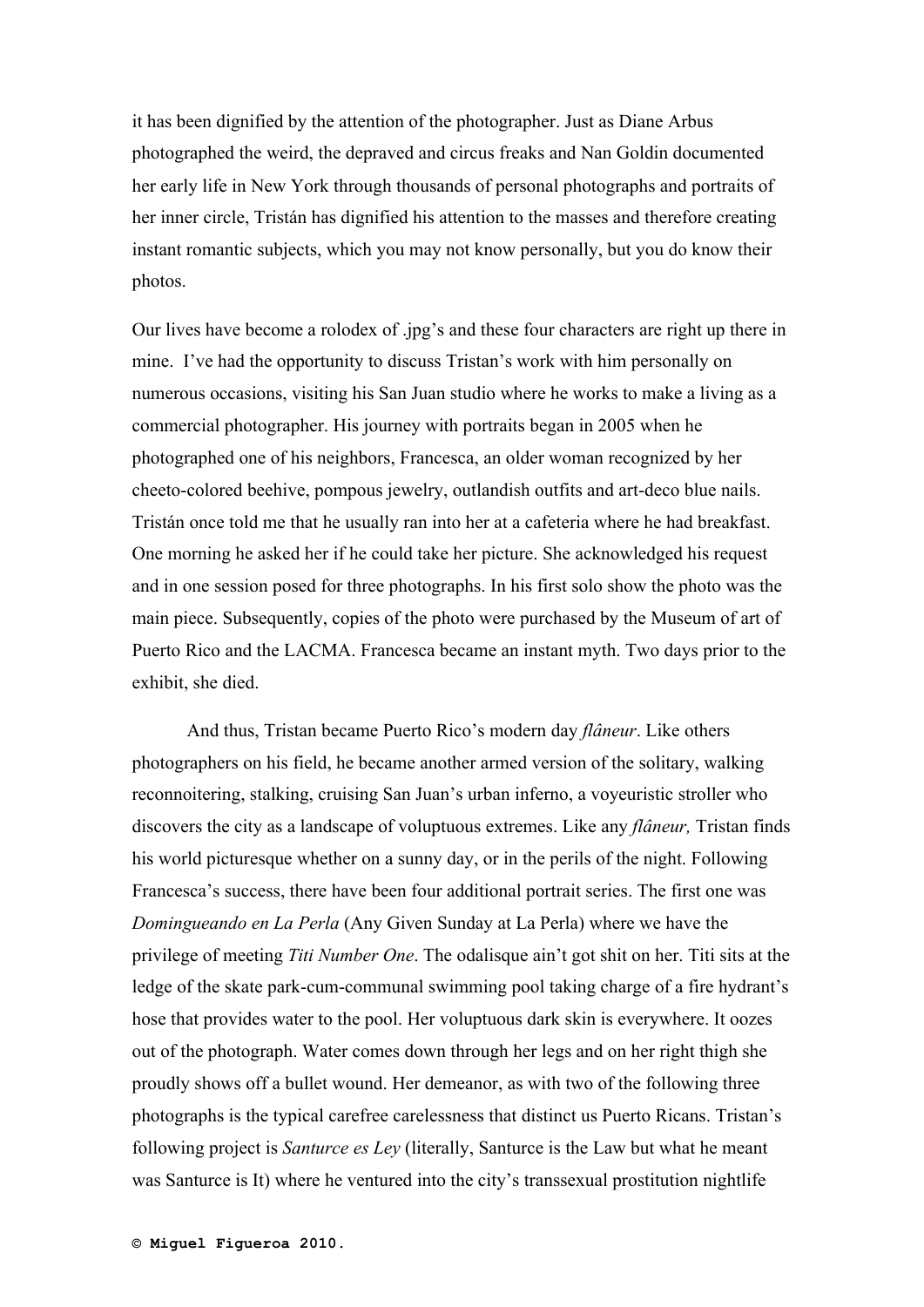it has been dignified by the attention of the photographer. Just as Diane Arbus photographed the weird, the depraved and circus freaks and Nan Goldin documented her early life in New York through thousands of personal photographs and portraits of her inner circle, Tristán has dignified his attention to the masses and therefore creating instant romantic subjects, which you may not know personally, but you do know their photos.

Our lives have become a rolodex of .jpg's and these four characters are right up there in mine. I've had the opportunity to discuss Tristan's work with him personally on numerous occasions, visiting his San Juan studio where he works to make a living as a commercial photographer. His journey with portraits began in 2005 when he photographed one of his neighbors, Francesca, an older woman recognized by her cheeto-colored beehive, pompous jewelry, outlandish outfits and art-deco blue nails. Tristán once told me that he usually ran into her at a cafeteria where he had breakfast. One morning he asked her if he could take her picture. She acknowledged his request and in one session posed for three photographs. In his first solo show the photo was the main piece. Subsequently, copies of the photo were purchased by the Museum of art of Puerto Rico and the LACMA. Francesca became an instant myth. Two days prior to the exhibit, she died.

And thus, Tristan became Puerto Rico's modern day *flâneur*. Like others photographers on his field, he became another armed version of the solitary, walking reconnoitering, stalking, cruising San Juan's urban inferno, a voyeuristic stroller who discovers the city as a landscape of voluptuous extremes. Like any *flâneur,* Tristan finds his world picturesque whether on a sunny day, or in the perils of the night. Following Francesca's success, there have been four additional portrait series. The first one was *Domingueando en La Perla* (Any Given Sunday at La Perla) where we have the privilege of meeting *Titi Number One*. The odalisque ain't got shit on her. Titi sits at the ledge of the skate park-cum-communal swimming pool taking charge of a fire hydrant's hose that provides water to the pool. Her voluptuous dark skin is everywhere. It oozes out of the photograph. Water comes down through her legs and on her right thigh she proudly shows off a bullet wound. Her demeanor, as with two of the following three photographs is the typical carefree carelessness that distinct us Puerto Ricans. Tristan's following project is *Santurce es Ley* (literally, Santurce is the Law but what he meant was Santurce is It) where he ventured into the city's transsexual prostitution nightlife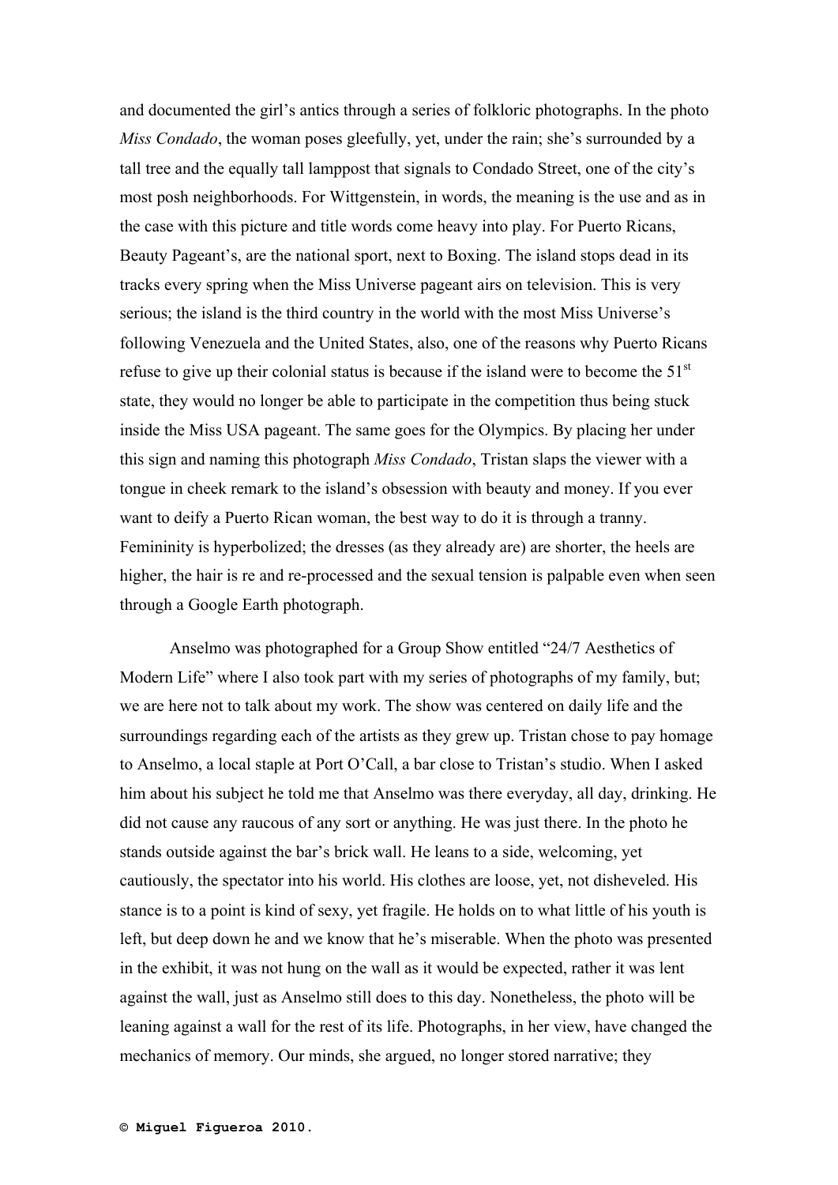and documented the girl's antics through a series of folkloric photographs. In the photo *Miss Condado*, the woman poses gleefully, yet, under the rain; she's surrounded by a tall tree and the equally tall lamppost that signals to Condado Street, one of the city's most posh neighborhoods. For Wittgenstein, in words, the meaning is the use and as in the case with this picture and title words come heavy into play. For Puerto Ricans, Beauty Pageant's, are the national sport, next to Boxing. The island stops dead in its tracks every spring when the Miss Universe pageant airs on television. This is very serious; the island is the third country in the world with the most Miss Universe's following Venezuela and the United States, also, one of the reasons why Puerto Ricans refuse to give up their colonial status is because if the island were to become the 51st state, they would no longer be able to participate in the competition thus being stuck inside the Miss USA pageant. The same goes for the Olympics. By placing her under this sign and naming this photograph *Miss Condado*, Tristan slaps the viewer with a tongue in cheek remark to the island's obsession with beauty and money. If you ever want to deify a Puerto Rican woman, the best way to do it is through a tranny. Femininity is hyperbolized; the dresses (as they already are) are shorter, the heels are higher, the hair is re and re-processed and the sexual tension is palpable even when seen through a Google Earth photograph.

Anselmo was photographed for a Group Show entitled "24/7 Aesthetics of Modern Life" where I also took part with my series of photographs of my family, but; we are here not to talk about my work. The show was centered on daily life and the surroundings regarding each of the artists as they grew up. Tristan chose to pay homage to Anselmo, a local staple at Port O'Call, a bar close to Tristan's studio. When I asked him about his subject he told me that Anselmo was there everyday, all day, drinking. He did not cause any raucous of any sort or anything. He was just there. In the photo he stands outside against the bar's brick wall. He leans to a side, welcoming, yet cautiously, the spectator into his world. His clothes are loose, yet, not disheveled. His stance is to a point is kind of sexy, yet fragile. He holds on to what little of his youth is left, but deep down he and we know that he's miserable. When the photo was presented in the exhibit, it was not hung on the wall as it would be expected, rather it was lent against the wall, just as Anselmo still does to this day. Nonetheless, the photo will be leaning against a wall for the rest of its life. Photographs, in her view, have changed the mechanics of memory. Our minds, she argued, no longer stored narrative; they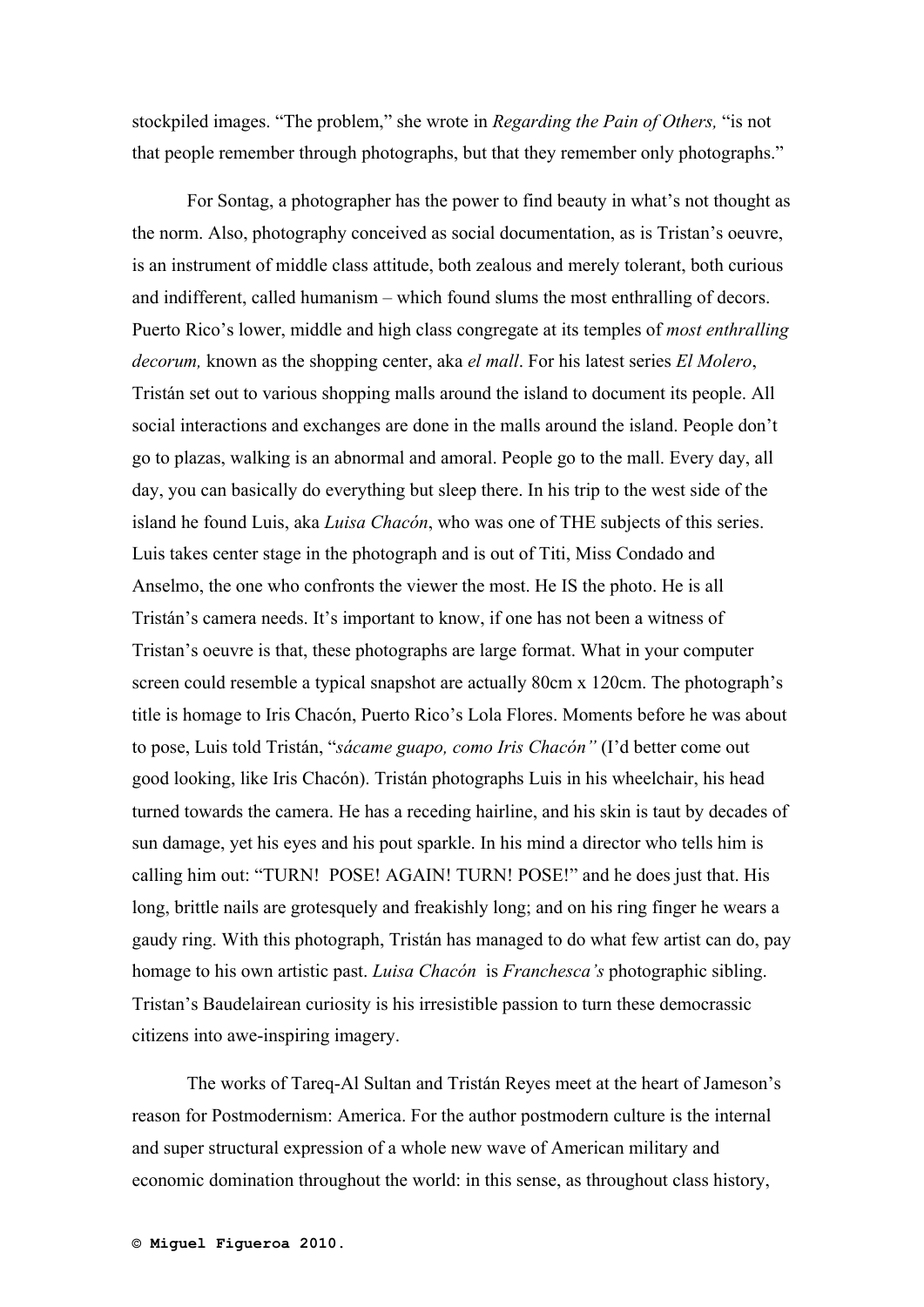stockpiled images. “The problem,” she wrote in *Regarding the Pain of Others,* “is not that people remember through photographs, but that they remember only photographs.”

For Sontag, a photographer has the power to find beauty in what’s not thought as the norm. Also, photography conceived as social documentation, as is Tristan’s oeuvre, is an instrument of middle class attitude, both zealous and merely tolerant, both curious and indifferent, called humanism – which found slums the most enthralling of decors. Puerto Rico’s lower, middle and high class congregate at its temples of *most enthralling decorum,* known as the shopping center, aka *el mall*. For his latest series *El Molero*, Tristán set out to various shopping malls around the island to document its people. All social interactions and exchanges are done in the malls around the island. People don’t go to plazas, walking is an abnormal and amoral. People go to the mall. Every day, all day, you can basically do everything but sleep there. In his trip to the west side of the island he found Luis, aka *Luisa Chacón*, who was one of THE subjects of this series. Luis takes center stage in the photograph and is out of Titi, Miss Condado and Anselmo, the one who confronts the viewer the most. He IS the photo. He is all Tristán’s camera needs. It’s important to know, if one has not been a witness of Tristan’s oeuvre is that, these photographs are large format. What in your computer screen could resemble a typical snapshot are actually 80cm x 120cm. The photograph’s title is homage to Iris Chacón, Puerto Rico’s Lola Flores. Moments before he was about to pose, Luis told Tristán, “*sácame guapo, como Iris Chacón”* (I’d better come out good looking, like Iris Chacón). Tristán photographs Luis in his wheelchair, his head turned towards the camera. He has a receding hairline, and his skin is taut by decades of sun damage, yet his eyes and his pout sparkle. In his mind a director who tells him is calling him out: “TURN! POSE! AGAIN! TURN! POSE!” and he does just that. His long, brittle nails are grotesquely and freakishly long; and on his ring finger he wears a gaudy ring. With this photograph, Tristán has managed to do what few artist can do, pay homage to his own artistic past. *Luisa Chacón* is *Franchesca’s* photographic sibling. Tristan’s Baudelairean curiosity is his irresistible passion to turn these democrassic citizens into awe-inspiring imagery.

The works of Tareq-Al Sultan and Tristán Reyes meet at the heart of Jameson’s reason for Postmodernism: America. For the author postmodern culture is the internal and super structural expression of a whole new wave of American military and economic domination throughout the world: in this sense, as throughout class history,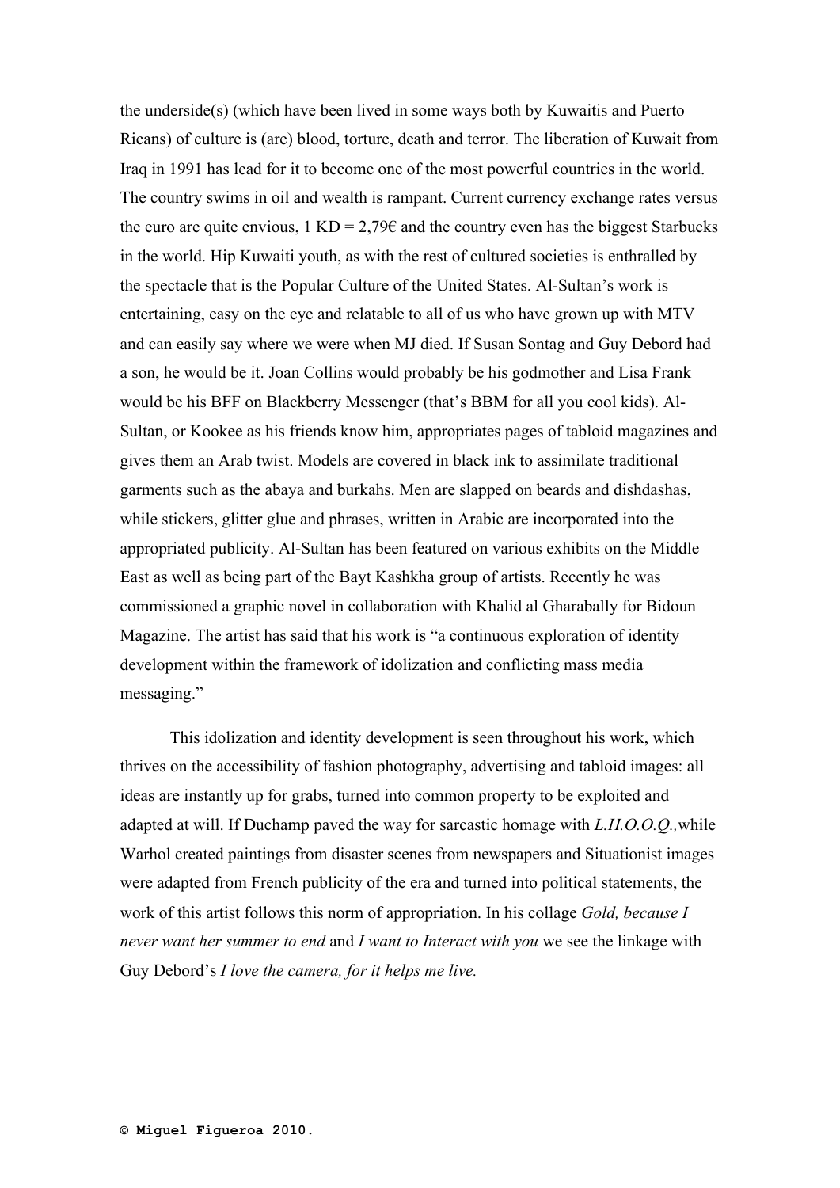the underside(s) (which have been lived in some ways both by Kuwaitis and Puerto Ricans) of culture is (are) blood, torture, death and terror. The liberation of Kuwait from Iraq in 1991 has lead for it to become one of the most powerful countries in the world. The country swims in oil and wealth is rampant. Current currency exchange rates versus the euro are quite envious, 1 KD = 2,79€ and the country even has the biggest Starbucks in the world. Hip Kuwaiti youth, as with the rest of cultured societies is enthralled by the spectacle that is the Popular Culture of the United States. Al-Sultan's work is entertaining, easy on the eye and relatable to all of us who have grown up with MTV and can easily say where we were when MJ died. If Susan Sontag and Guy Debord had a son, he would be it. Joan Collins would probably be his godmother and Lisa Frank would be his BFF on Blackberry Messenger (that's BBM for all you cool kids). Al-Sultan, or Kookee as his friends know him, appropriates pages of tabloid magazines and gives them an Arab twist. Models are covered in black ink to assimilate traditional garments such as the abaya and burkahs. Men are slapped on beards and dishdashas, while stickers, glitter glue and phrases, written in Arabic are incorporated into the appropriated publicity. Al-Sultan has been featured on various exhibits on the Middle East as well as being part of the Bayt Kashkha group of artists. Recently he was commissioned a graphic novel in collaboration with Khalid al Gharabally for Bidoun Magazine. The artist has said that his work is "a continuous exploration of identity development within the framework of idolization and conflicting mass media messaging."

This idolization and identity development is seen throughout his work, which thrives on the accessibility of fashion photography, advertising and tabloid images: all ideas are instantly up for grabs, turned into common property to be exploited and adapted at will. If Duchamp paved the way for sarcastic homage with *L.H.O.O.Q.,*while Warhol created paintings from disaster scenes from newspapers and Situationist images were adapted from French publicity of the era and turned into political statements, the work of this artist follows this norm of appropriation. In his collage *Gold, because I never want her summer to end* and *I want to Interact with you* we see the linkage with Guy Debord's *I love the camera, for it helps me live.*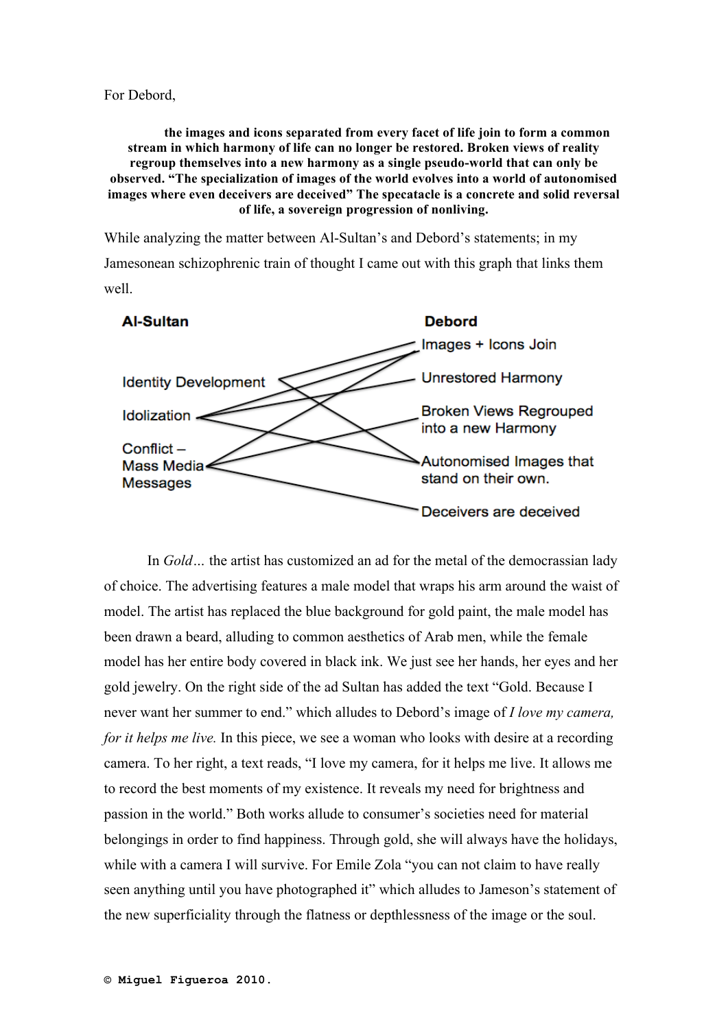For Debord,

> **the images and icons separated from every facet of life join to form a common stream in which harmony of life can no longer be restored. Broken views of reality regroup themselves into a new harmony as a single pseudo-world that can only be observed. "The specialization of images of the world evolves into a world of autonomised images where even deceivers are deceived" The specatacle is a concrete and solid reversal of life, a sovereign progression of nonliving.**

While analyzing the matter between Al-Sultan's and Debord's statements; in my Jamesonean schizophrenic train of thought I came out with this graph that links them well.

**Al-Sultan**

- Identity Development
- Idolization
- Conflict – Mass Media Messages

**Debord**

- Images + Icons Join
- Unrestored Harmony
- Broken Views Regrouped into a new Harmony
- Autonomised Images that stand on their own.
- Deceivers are deceived

In *Gold…* the artist has customized an ad for the metal of the democrassian lady of choice. The advertising features a male model that wraps his arm around the waist of model. The artist has replaced the blue background for gold paint, the male model has been drawn a beard, alluding to common aesthetics of Arab men, while the female model has her entire body covered in black ink. We just see her hands, her eyes and her gold jewelry. On the right side of the ad Sultan has added the text "Gold. Because I never want her summer to end." which alludes to Debord's image of *I love my camera, for it helps me live.* In this piece, we see a woman who looks with desire at a recording camera. To her right, a text reads, "I love my camera, for it helps me live. It allows me to record the best moments of my existence. It reveals my need for brightness and passion in the world." Both works allude to consumer's societies need for material belongings in order to find happiness. Through gold, she will always have the holidays, while with a camera I will survive. For Emile Zola "you can not claim to have really seen anything until you have photographed it" which alludes to Jameson's statement of the new superficiality through the flatness or depthlessness of the image or the soul.

© Miguel Figueroa 2010.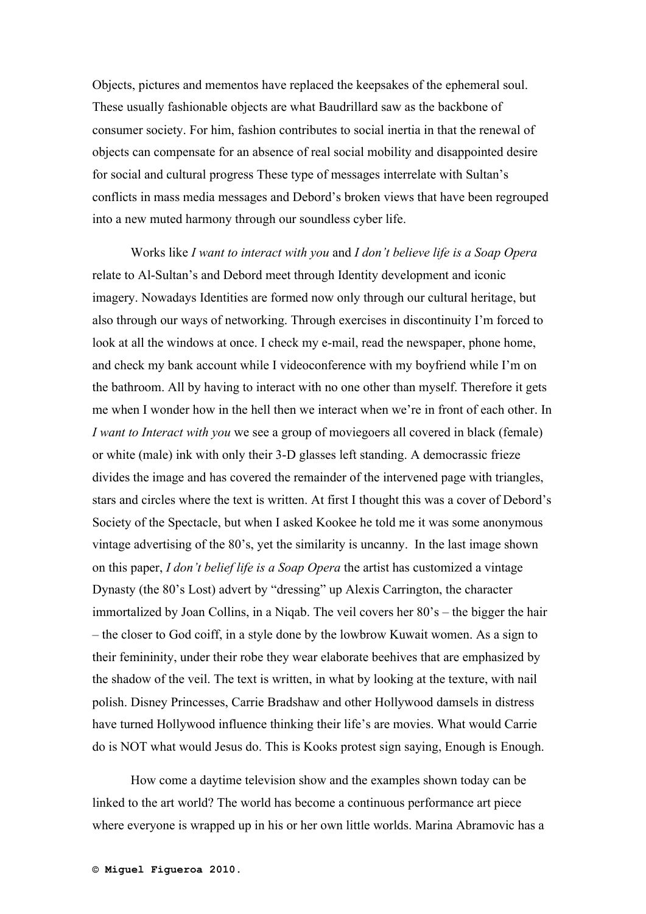Objects, pictures and mementos have replaced the keepsakes of the ephemeral soul. These usually fashionable objects are what Baudrillard saw as the backbone of consumer society. For him, fashion contributes to social inertia in that the renewal of objects can compensate for an absence of real social mobility and disappointed desire for social and cultural progress These type of messages interrelate with Sultan's conflicts in mass media messages and Debord's broken views that have been regrouped into a new muted harmony through our soundless cyber life.

Works like *I want to interact with you* and *I don't believe life is a Soap Opera* relate to Al-Sultan's and Debord meet through Identity development and iconic imagery. Nowadays Identities are formed now only through our cultural heritage, but also through our ways of networking. Through exercises in discontinuity I'm forced to look at all the windows at once. I check my e-mail, read the newspaper, phone home, and check my bank account while I videoconference with my boyfriend while I'm on the bathroom. All by having to interact with no one other than myself. Therefore it gets me when I wonder how in the hell then we interact when we're in front of each other. In *I want to Interact with you* we see a group of moviegoers all covered in black (female) or white (male) ink with only their 3-D glasses left standing. A democrassic frieze divides the image and has covered the remainder of the intervened page with triangles, stars and circles where the text is written. At first I thought this was a cover of Debord's Society of the Spectacle, but when I asked Kookee he told me it was some anonymous vintage advertising of the 80's, yet the similarity is uncanny. In the last image shown on this paper, *I don't belief life is a Soap Opera* the artist has customized a vintage Dynasty (the 80's Lost) advert by "dressing" up Alexis Carrington, the character immortalized by Joan Collins, in a Niqab. The veil covers her 80's – the bigger the hair – the closer to God coiff, in a style done by the lowbrow Kuwait women. As a sign to their femininity, under their robe they wear elaborate beehives that are emphasized by the shadow of the veil. The text is written, in what by looking at the texture, with nail polish. Disney Princesses, Carrie Bradshaw and other Hollywood damsels in distress have turned Hollywood influence thinking their life's are movies. What would Carrie do is NOT what would Jesus do. This is Kooks protest sign saying, Enough is Enough.

How come a daytime television show and the examples shown today can be linked to the art world? The world has become a continuous performance art piece where everyone is wrapped up in his or her own little worlds. Marina Abramovic has a

**© Miguel Figueroa 2010.**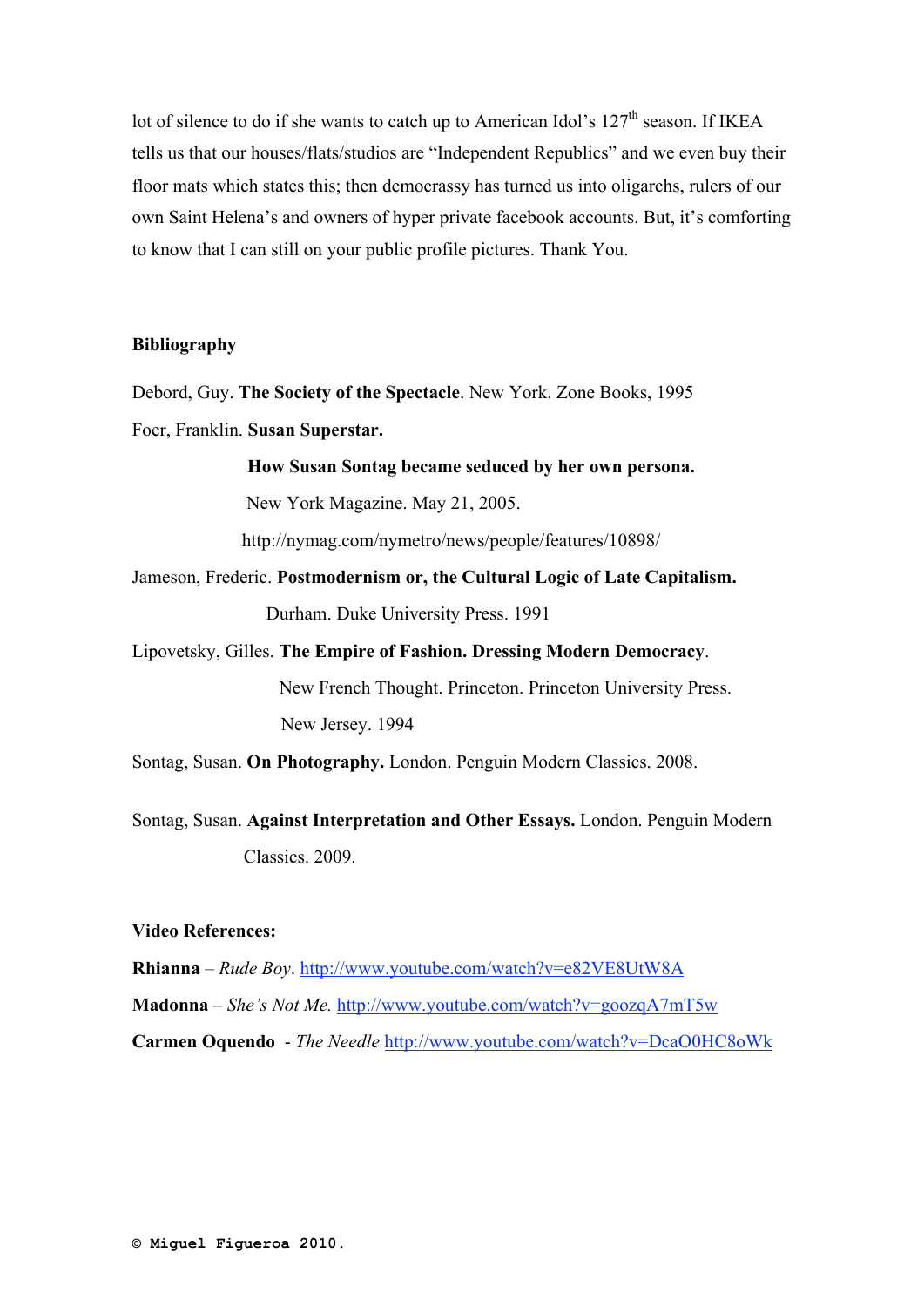lot of silence to do if she wants to catch up to American Idol's 127th season. If IKEA tells us that our houses/flats/studios are "Independent Republics" and we even buy their floor mats which states this; then democrassy has turned us into oligarchs, rulers of our own Saint Helena's and owners of hyper private facebook accounts. But, it's comforting to know that I can still on your public profile pictures. Thank You.

**Bibliography**

Debord, Guy. **The Society of the Spectacle**. New York. Zone Books, 1995

Foer, Franklin. **Susan Superstar.**
**How Susan Sontag became seduced by her own persona.**
New York Magazine. May 21, 2005.
http://nymag.com/nymetro/news/people/features/10898/

Jameson, Frederic. **Postmodernism or, the Cultural Logic of Late Capitalism.**
Durham. Duke University Press. 1991

Lipovetsky, Gilles. **The Empire of Fashion. Dressing Modern Democracy**.
New French Thought. Princeton. Princeton University Press.
New Jersey. 1994

Sontag, Susan. **On Photography.** London. Penguin Modern Classics. 2008.

Sontag, Susan. **Against Interpretation and Other Essays.** London. Penguin Modern Classics. 2009.

**Video References:**

**Rhianna** – *Rude Boy*. http://www.youtube.com/watch?v=e82VE8UtW8A

**Madonna** – *She's Not Me.* http://www.youtube.com/watch?v=goozqA7mT5w

**Carmen Oquendo** - *The Needle* http://www.youtube.com/watch?v=DcaO0HC8oWk

© Miguel Figueroa 2010.